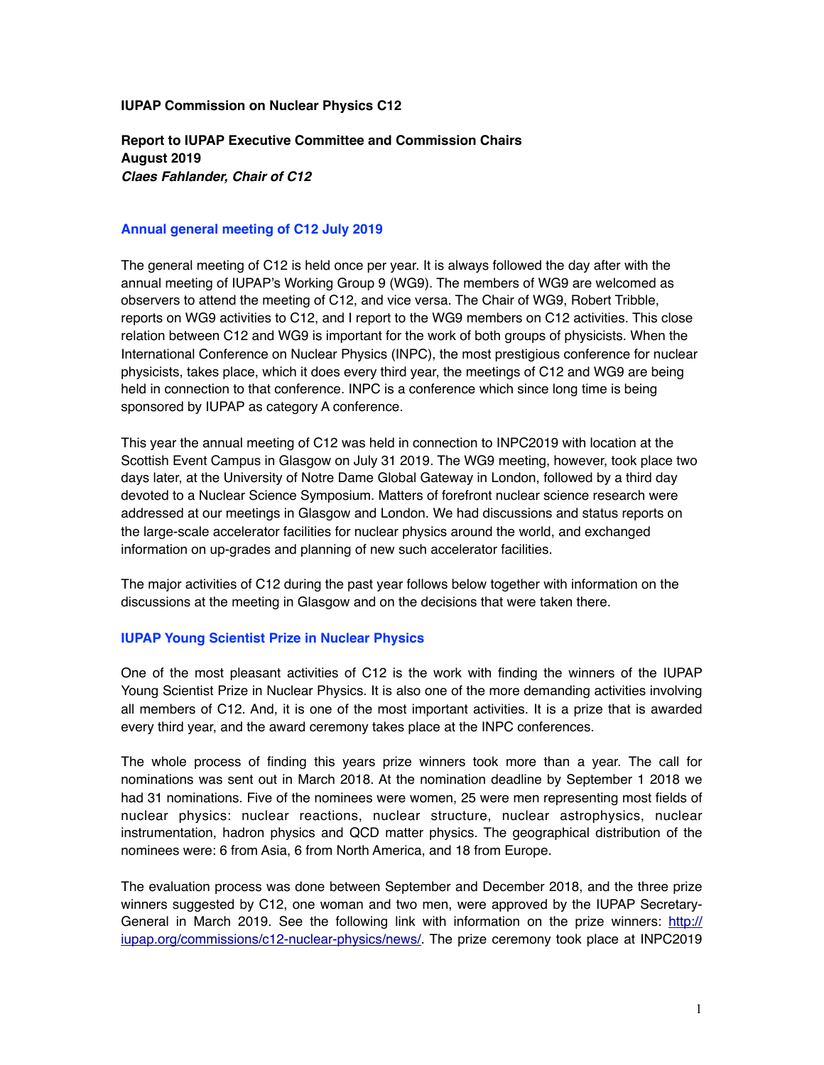**IUPAP Commission on Nuclear Physics C12**

**Report to IUPAP Executive Committee and Commission Chairs**
**August 2019**
***Claes Fahlander, Chair of C12***

## Annual general meeting of C12 July 2019

The general meeting of C12 is held once per year. It is always followed the day after with the annual meeting of IUPAP's Working Group 9 (WG9). The members of WG9 are welcomed as observers to attend the meeting of C12, and vice versa. The Chair of WG9, Robert Tribble, reports on WG9 activities to C12, and I report to the WG9 members on C12 activities. This close relation between C12 and WG9 is important for the work of both groups of physicists. When the International Conference on Nuclear Physics (INPC), the most prestigious conference for nuclear physicists, takes place, which it does every third year, the meetings of C12 and WG9 are being held in connection to that conference. INPC is a conference which since long time is being sponsored by IUPAP as category A conference.

This year the annual meeting of C12 was held in connection to INPC2019 with location at the Scottish Event Campus in Glasgow on July 31 2019. The WG9 meeting, however, took place two days later, at the University of Notre Dame Global Gateway in London, followed by a third day devoted to a Nuclear Science Symposium. Matters of forefront nuclear science research were addressed at our meetings in Glasgow and London. We had discussions and status reports on the large-scale accelerator facilities for nuclear physics around the world, and exchanged information on up-grades and planning of new such accelerator facilities.

The major activities of C12 during the past year follows below together with information on the discussions at the meeting in Glasgow and on the decisions that were taken there.

## IUPAP Young Scientist Prize in Nuclear Physics

One of the most pleasant activities of C12 is the work with finding the winners of the IUPAP Young Scientist Prize in Nuclear Physics. It is also one of the more demanding activities involving all members of C12. And, it is one of the most important activities. It is a prize that is awarded every third year, and the award ceremony takes place at the INPC conferences.

The whole process of finding this years prize winners took more than a year. The call for nominations was sent out in March 2018. At the nomination deadline by September 1 2018 we had 31 nominations. Five of the nominees were women, 25 were men representing most fields of nuclear physics: nuclear reactions, nuclear structure, nuclear astrophysics, nuclear instrumentation, hadron physics and QCD matter physics. The geographical distribution of the nominees were: 6 from Asia, 6 from North America, and 18 from Europe.

The evaluation process was done between September and December 2018, and the three prize winners suggested by C12, one woman and two men, were approved by the IUPAP Secretary-General in March 2019. See the following link with information on the prize winners: [http://iupap.org/commissions/c12-nuclear-physics/news/](http://iupap.org/commissions/c12-nuclear-physics/news/). The prize ceremony took place at INPC2019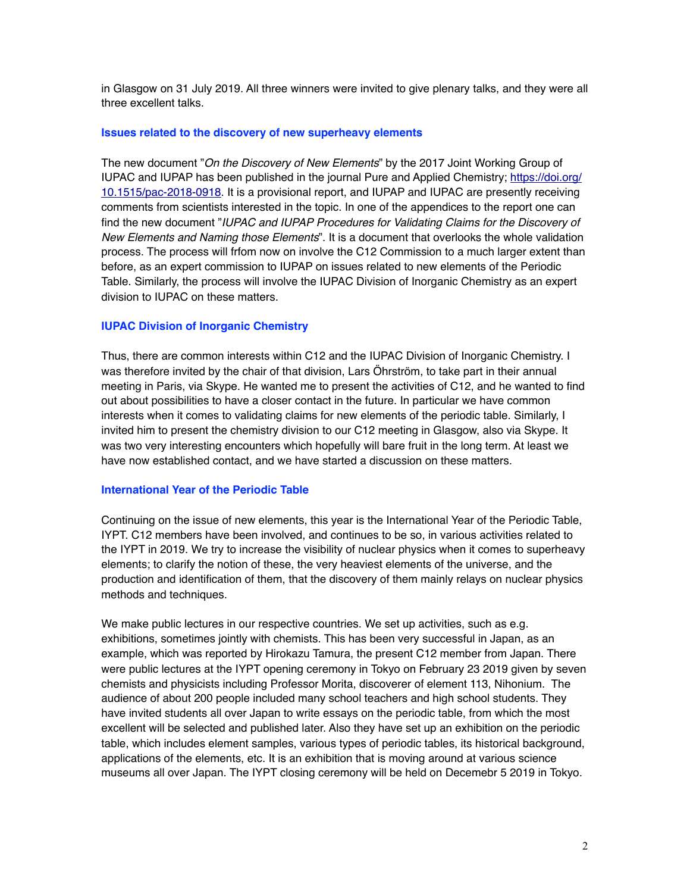in Glasgow on 31 July 2019. All three winners were invited to give plenary talks, and they were all three excellent talks.

## Issues related to the discovery of new superheavy elements

The new document "*On the Discovery of New Elements*" by the 2017 Joint Working Group of IUPAC and IUPAP has been published in the journal Pure and Applied Chemistry; [https://doi.org/10.1515/pac-2018-0918](https://doi.org/10.1515/pac-2018-0918). It is a provisional report, and IUPAP and IUPAC are presently receiving comments from scientists interested in the topic. In one of the appendices to the report one can find the new document "*IUPAC and IUPAP Procedures for Validating Claims for the Discovery of New Elements and Naming those Elements*". It is a document that overlooks the whole validation process. The process will frfom now on involve the C12 Commission to a much larger extent than before, as an expert commission to IUPAP on issues related to new elements of the Periodic Table. Similarly, the process will involve the IUPAC Division of Inorganic Chemistry as an expert division to IUPAC on these matters.

## IUPAC Division of Inorganic Chemistry

Thus, there are common interests within C12 and the IUPAC Division of Inorganic Chemistry. I was therefore invited by the chair of that division, Lars Öhrström, to take part in their annual meeting in Paris, via Skype. He wanted me to present the activities of C12, and he wanted to find out about possibilities to have a closer contact in the future. In particular we have common interests when it comes to validating claims for new elements of the periodic table. Similarly, I invited him to present the chemistry division to our C12 meeting in Glasgow, also via Skype. It was two very interesting encounters which hopefully will bare fruit in the long term. At least we have now established contact, and we have started a discussion on these matters.

## International Year of the Periodic Table

Continuing on the issue of new elements, this year is the International Year of the Periodic Table, IYPT. C12 members have been involved, and continues to be so, in various activities related to the IYPT in 2019. We try to increase the visibility of nuclear physics when it comes to superheavy elements; to clarify the notion of these, the very heaviest elements of the universe, and the production and identification of them, that the discovery of them mainly relays on nuclear physics methods and techniques.

We make public lectures in our respective countries. We set up activities, such as e.g. exhibitions, sometimes jointly with chemists. This has been very successful in Japan, as an example, which was reported by Hirokazu Tamura, the present C12 member from Japan. There were public lectures at the IYPT opening ceremony in Tokyo on February 23 2019 given by seven chemists and physicists including Professor Morita, discoverer of element 113, Nihonium. The audience of about 200 people included many school teachers and high school students. They have invited students all over Japan to write essays on the periodic table, from which the most excellent will be selected and published later. Also they have set up an exhibition on the periodic table, which includes element samples, various types of periodic tables, its historical background, applications of the elements, etc. It is an exhibition that is moving around at various science museums all over Japan. The IYPT closing ceremony will be held on Decemebr 5 2019 in Tokyo.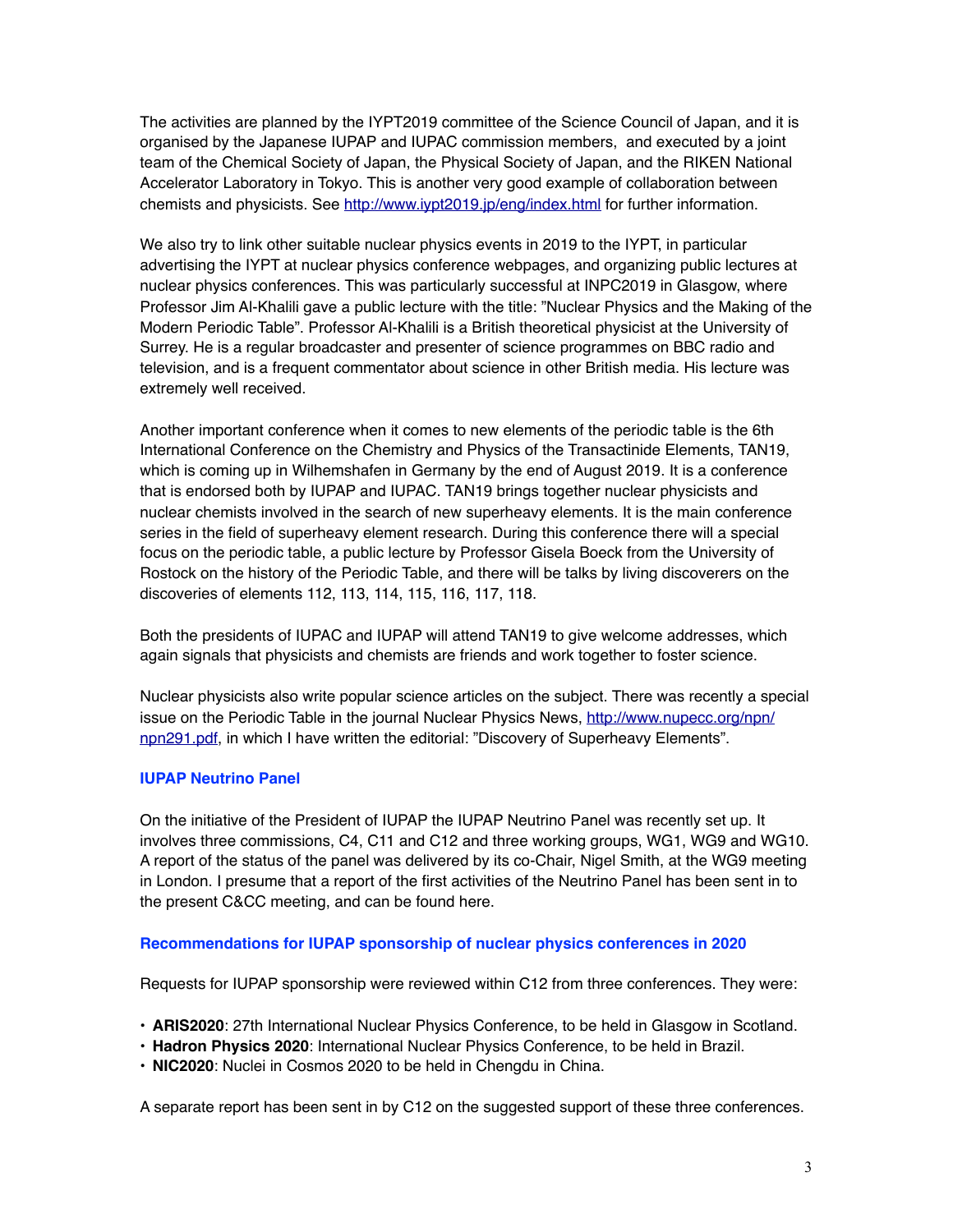The activities are planned by the IYPT2019 committee of the Science Council of Japan, and it is organised by the Japanese IUPAP and IUPAC commission members, and executed by a joint team of the Chemical Society of Japan, the Physical Society of Japan, and the RIKEN National Accelerator Laboratory in Tokyo. This is another very good example of collaboration between chemists and physicists. See http://www.iypt2019.jp/eng/index.html for further information.

We also try to link other suitable nuclear physics events in 2019 to the IYPT, in particular advertising the IYPT at nuclear physics conference webpages, and organizing public lectures at nuclear physics conferences. This was particularly successful at INPC2019 in Glasgow, where Professor Jim Al-Khalili gave a public lecture with the title: "Nuclear Physics and the Making of the Modern Periodic Table". Professor Al-Khalili is a British theoretical physicist at the University of Surrey. He is a regular broadcaster and presenter of science programmes on BBC radio and television, and is a frequent commentator about science in other British media. His lecture was extremely well received.

Another important conference when it comes to new elements of the periodic table is the 6th International Conference on the Chemistry and Physics of the Transactinide Elements, TAN19, which is coming up in Wilhemshafen in Germany by the end of August 2019. It is a conference that is endorsed both by IUPAP and IUPAC. TAN19 brings together nuclear physicists and nuclear chemists involved in the search of new superheavy elements. It is the main conference series in the field of superheavy element research. During this conference there will a special focus on the periodic table, a public lecture by Professor Gisela Boeck from the University of Rostock on the history of the Periodic Table, and there will be talks by living discoverers on the discoveries of elements 112, 113, 114, 115, 116, 117, 118.

Both the presidents of IUPAC and IUPAP will attend TAN19 to give welcome addresses, which again signals that physicists and chemists are friends and work together to foster science.

Nuclear physicists also write popular science articles on the subject. There was recently a special issue on the Periodic Table in the journal Nuclear Physics News, http://www.nupecc.org/npn/npn291.pdf, in which I have written the editorial: "Discovery of Superheavy Elements".

### IUPAP Neutrino Panel

On the initiative of the President of IUPAP the IUPAP Neutrino Panel was recently set up. It involves three commissions, C4, C11 and C12 and three working groups, WG1, WG9 and WG10. A report of the status of the panel was delivered by its co-Chair, Nigel Smith, at the WG9 meeting in London. I presume that a report of the first activities of the Neutrino Panel has been sent in to the present C&CC meeting, and can be found here.

### Recommendations for IUPAP sponsorship of nuclear physics conferences in 2020

Requests for IUPAP sponsorship were reviewed within C12 from three conferences. They were:

- **ARIS2020**: 27th International Nuclear Physics Conference, to be held in Glasgow in Scotland.
- **Hadron Physics 2020**: International Nuclear Physics Conference, to be held in Brazil.
- **NIC2020**: Nuclei in Cosmos 2020 to be held in Chengdu in China.

A separate report has been sent in by C12 on the suggested support of these three conferences.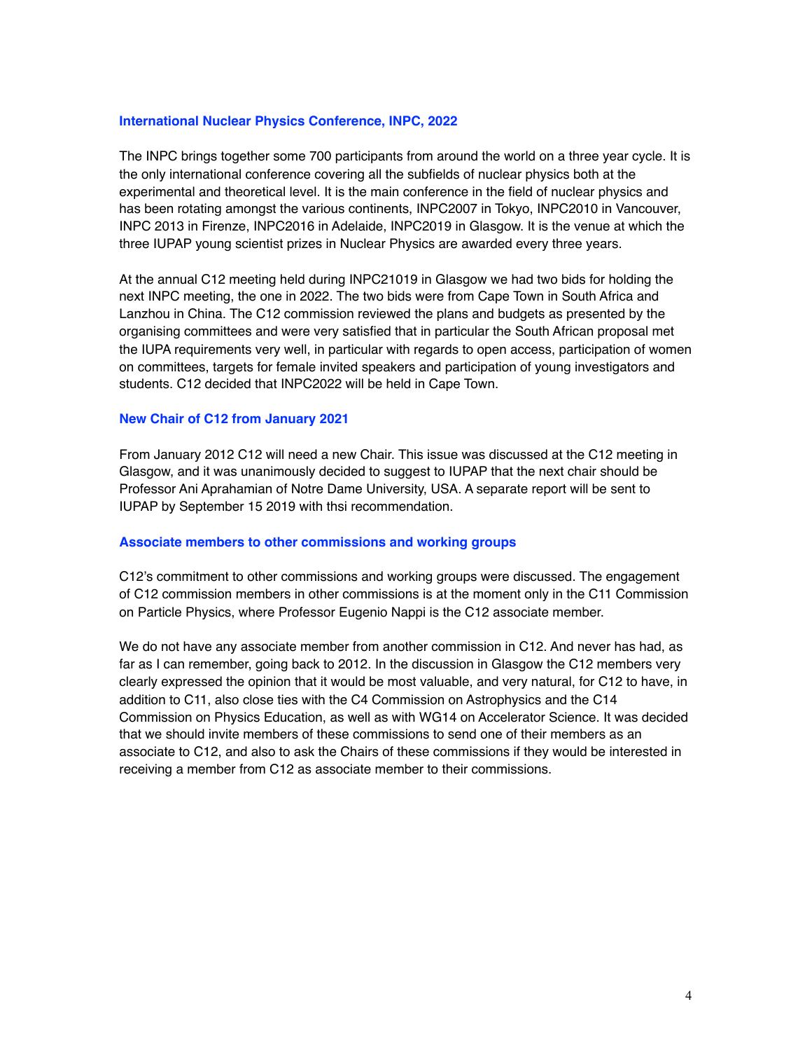### International Nuclear Physics Conference, INPC, 2022

The INPC brings together some 700 participants from around the world on a three year cycle. It is the only international conference covering all the subfields of nuclear physics both at the experimental and theoretical level. It is the main conference in the field of nuclear physics and has been rotating amongst the various continents, INPC2007 in Tokyo, INPC2010 in Vancouver, INPC 2013 in Firenze, INPC2016 in Adelaide, INPC2019 in Glasgow. It is the venue at which the three IUPAP young scientist prizes in Nuclear Physics are awarded every three years.

At the annual C12 meeting held during INPC21019 in Glasgow we had two bids for holding the next INPC meeting, the one in 2022. The two bids were from Cape Town in South Africa and Lanzhou in China. The C12 commission reviewed the plans and budgets as presented by the organising committees and were very satisfied that in particular the South African proposal met the IUPA requirements very well, in particular with regards to open access, participation of women on committees, targets for female invited speakers and participation of young investigators and students. C12 decided that INPC2022 will be held in Cape Town.

### New Chair of C12 from January 2021

From January 2012 C12 will need a new Chair. This issue was discussed at the C12 meeting in Glasgow, and it was unanimously decided to suggest to IUPAP that the next chair should be Professor Ani Aprahamian of Notre Dame University, USA. A separate report will be sent to IUPAP by September 15 2019 with thsi recommendation.

### Associate members to other commissions and working groups

C12's commitment to other commissions and working groups were discussed. The engagement of C12 commission members in other commissions is at the moment only in the C11 Commission on Particle Physics, where Professor Eugenio Nappi is the C12 associate member.

We do not have any associate member from another commission in C12. And never has had, as far as I can remember, going back to 2012. In the discussion in Glasgow the C12 members very clearly expressed the opinion that it would be most valuable, and very natural, for C12 to have, in addition to C11, also close ties with the C4 Commission on Astrophysics and the C14 Commission on Physics Education, as well as with WG14 on Accelerator Science. It was decided that we should invite members of these commissions to send one of their members as an associate to C12, and also to ask the Chairs of these commissions if they would be interested in receiving a member from C12 as associate member to their commissions.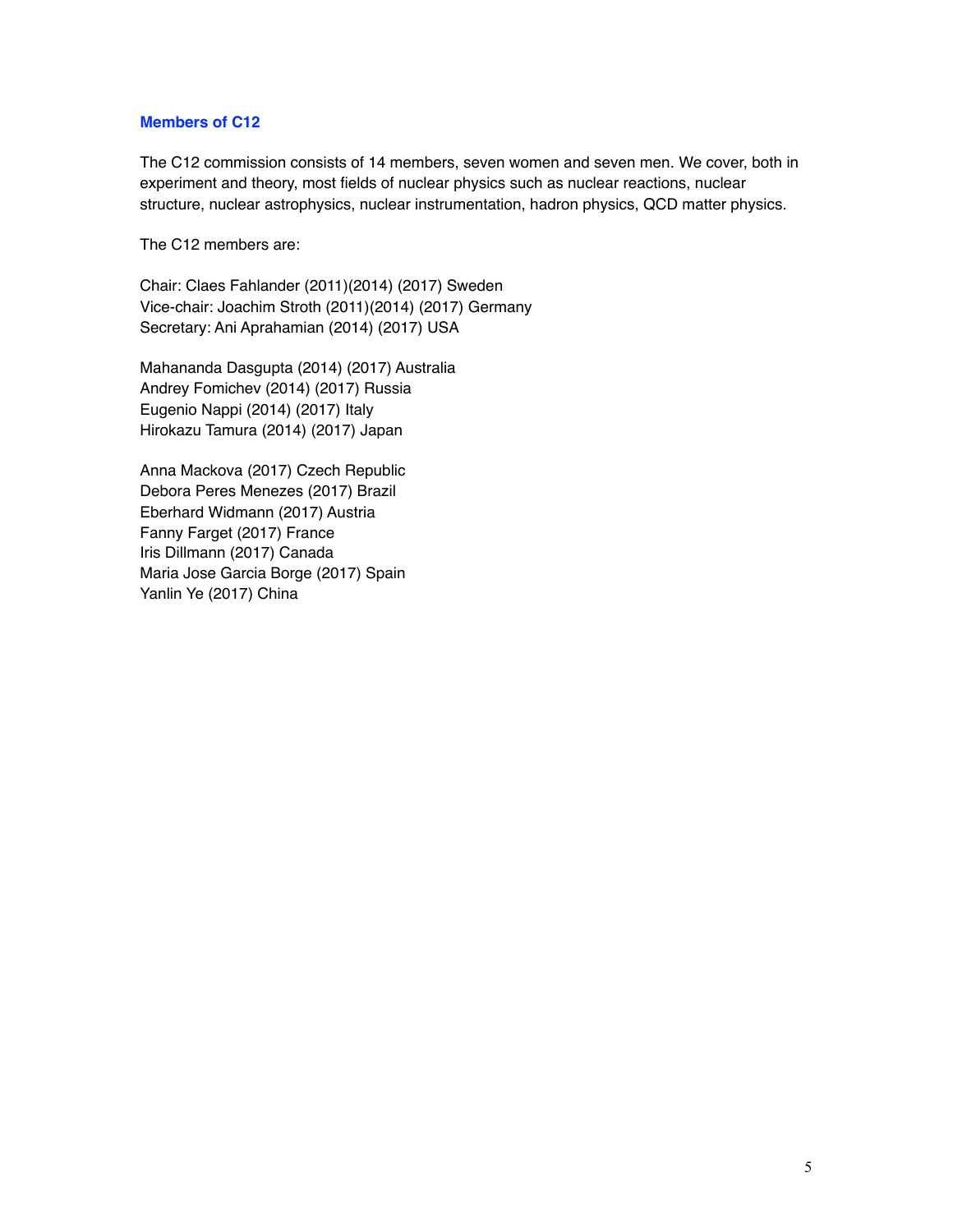## Members of C12

The C12 commission consists of 14 members, seven women and seven men. We cover, both in experiment and theory, most fields of nuclear physics such as nuclear reactions, nuclear structure, nuclear astrophysics, nuclear instrumentation, hadron physics, QCD matter physics.

The C12 members are:

Chair: Claes Fahlander (2011)(2014) (2017) Sweden
Vice-chair: Joachim Stroth (2011)(2014) (2017) Germany
Secretary: Ani Aprahamian (2014) (2017) USA

Mahananda Dasgupta (2014) (2017) Australia
Andrey Fomichev (2014) (2017) Russia
Eugenio Nappi (2014) (2017) Italy
Hirokazu Tamura (2014) (2017) Japan

Anna Mackova (2017) Czech Republic
Debora Peres Menezes (2017) Brazil
Eberhard Widmann (2017) Austria
Fanny Farget (2017) France
Iris Dillmann (2017) Canada
Maria Jose Garcia Borge (2017) Spain
Yanlin Ye (2017) China